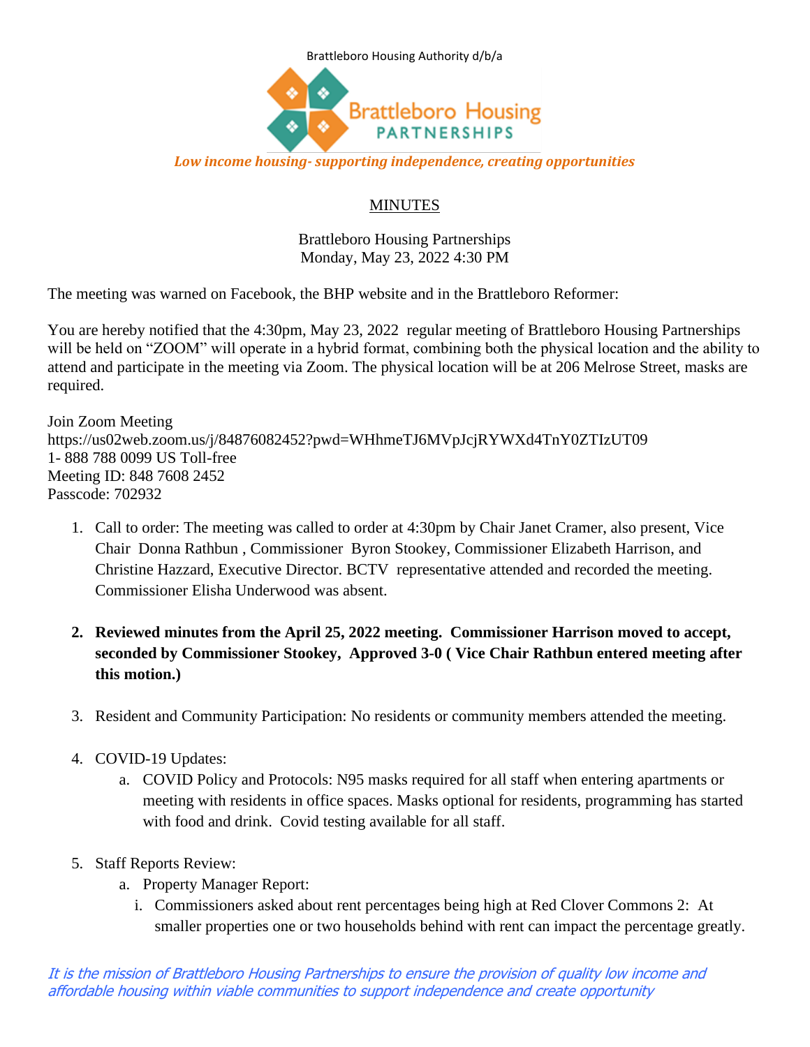Brattleboro Housing Authority d/b/a

Brattleboro Housing PARTNERSHIPS

*Low income housing- supporting independence, creating opportunities*

MINUTES

Brattleboro Housing Partnerships
Monday, May 23, 2022 4:30 PM

The meeting was warned on Facebook, the BHP website and in the Brattleboro Reformer:

You are hereby notified that the 4:30pm, May 23, 2022 regular meeting of Brattleboro Housing Partnerships will be held on "ZOOM" will operate in a hybrid format, combining both the physical location and the ability to attend and participate in the meeting via Zoom. The physical location will be at 206 Melrose Street, masks are required.

Join Zoom Meeting
https://us02web.zoom.us/j/84876082452?pwd=WHhmeTJ6MVpJcjRYWXd4TnY0ZTIzUT09
1- 888 788 0099 US Toll-free
Meeting ID: 848 7608 2452
Passcode: 702932

1. Call to order: The meeting was called to order at 4:30pm by Chair Janet Cramer, also present, Vice Chair Donna Rathbun , Commissioner Byron Stookey, Commissioner Elizabeth Harrison, and Christine Hazzard, Executive Director. BCTV representative attended and recorded the meeting. Commissioner Elisha Underwood was absent.

2. **Reviewed minutes from the April 25, 2022 meeting. Commissioner Harrison moved to accept, seconded by Commissioner Stookey, Approved 3-0 ( Vice Chair Rathbun entered meeting after this motion.)**

3. Resident and Community Participation: No residents or community members attended the meeting.

4. COVID-19 Updates:
   a. COVID Policy and Protocols: N95 masks required for all staff when entering apartments or meeting with residents in office spaces. Masks optional for residents, programming has started with food and drink. Covid testing available for all staff.

5. Staff Reports Review:
   a. Property Manager Report:
      i. Commissioners asked about rent percentages being high at Red Clover Commons 2: At smaller properties one or two households behind with rent can impact the percentage greatly.

*It is the mission of Brattleboro Housing Partnerships to ensure the provision of quality low income and affordable housing within viable communities to support independence and create opportunity*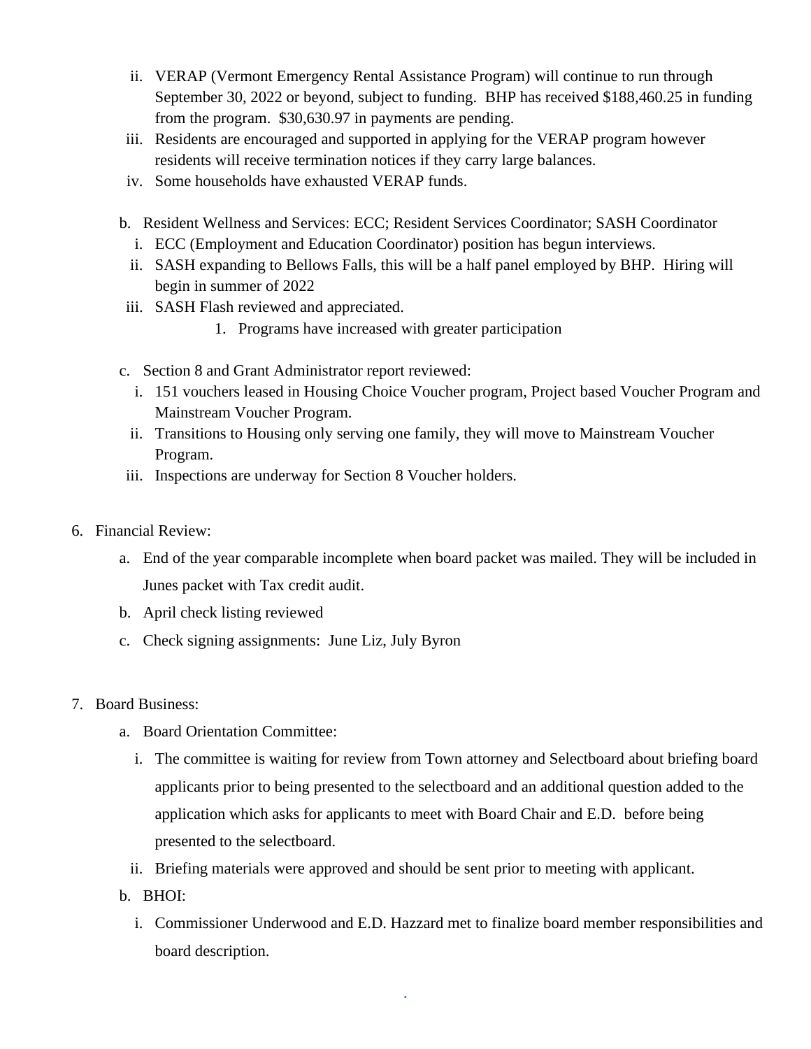ii. VERAP (Vermont Emergency Rental Assistance Program) will continue to run through September 30, 2022 or beyond, subject to funding. BHP has received $188,460.25 in funding from the program. $30,630.97 in payments are pending.

iii. Residents are encouraged and supported in applying for the VERAP program however residents will receive termination notices if they carry large balances.

iv. Some households have exhausted VERAP funds.

b. Resident Wellness and Services: ECC; Resident Services Coordinator; SASH Coordinator

i. ECC (Employment and Education Coordinator) position has begun interviews.

ii. SASH expanding to Bellows Falls, this will be a half panel employed by BHP. Hiring will begin in summer of 2022

iii. SASH Flash reviewed and appreciated.

1. Programs have increased with greater participation

c. Section 8 and Grant Administrator report reviewed:

i. 151 vouchers leased in Housing Choice Voucher program, Project based Voucher Program and Mainstream Voucher Program.

ii. Transitions to Housing only serving one family, they will move to Mainstream Voucher Program.

iii. Inspections are underway for Section 8 Voucher holders.

6. Financial Review:

a. End of the year comparable incomplete when board packet was mailed. They will be included in Junes packet with Tax credit audit.

b. April check listing reviewed

c. Check signing assignments: June Liz, July Byron

7. Board Business:

a. Board Orientation Committee:

i. The committee is waiting for review from Town attorney and Selectboard about briefing board applicants prior to being presented to the selectboard and an additional question added to the application which asks for applicants to meet with Board Chair and E.D. before being presented to the selectboard.

ii. Briefing materials were approved and should be sent prior to meeting with applicant.

b. BHOI:

i. Commissioner Underwood and E.D. Hazzard met to finalize board member responsibilities and board description.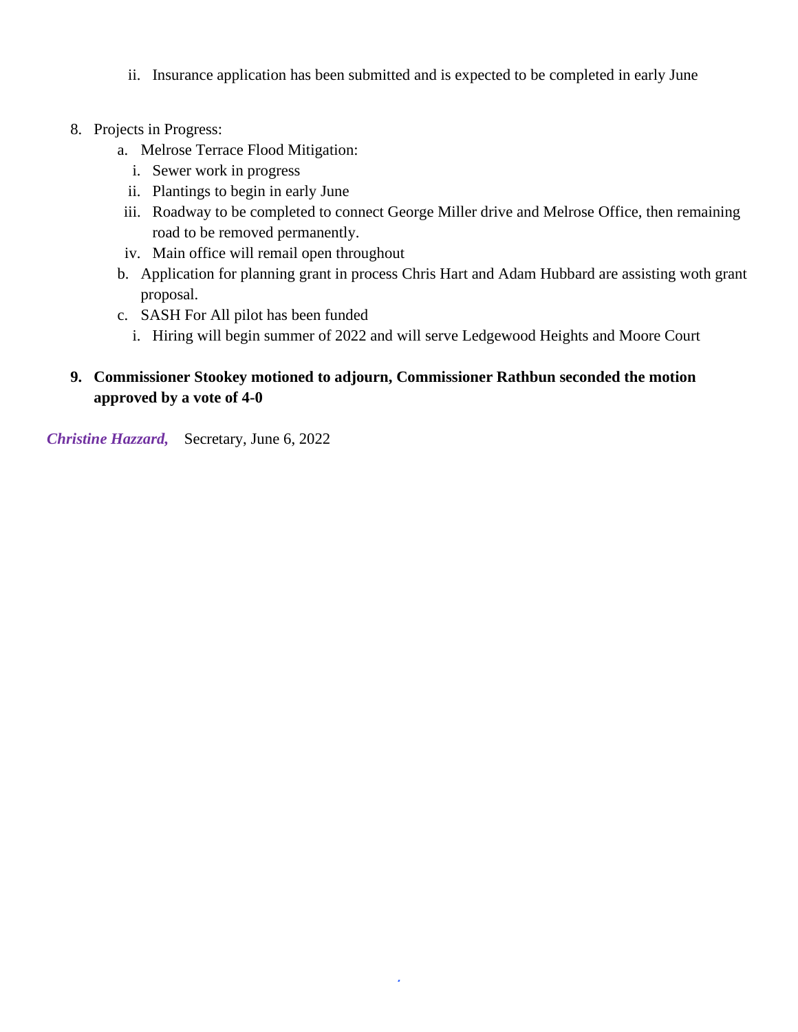ii. Insurance application has been submitted and is expected to be completed in early June

8. Projects in Progress:
   a. Melrose Terrace Flood Mitigation:
      i. Sewer work in progress
      ii. Plantings to begin in early June
      iii. Roadway to be completed to connect George Miller drive and Melrose Office, then remaining road to be removed permanently.
      iv. Main office will remail open throughout
   b. Application for planning grant in process Chris Hart and Adam Hubbard are assisting woth grant proposal.
   c. SASH For All pilot has been funded
      i. Hiring will begin summer of 2022 and will serve Ledgewood Heights and Moore Court

9. **Commissioner Stookey motioned to adjourn, Commissioner Rathbun seconded the motion approved by a vote of 4-0**

***Christine Hazzard,*** Secretary, June 6, 2022